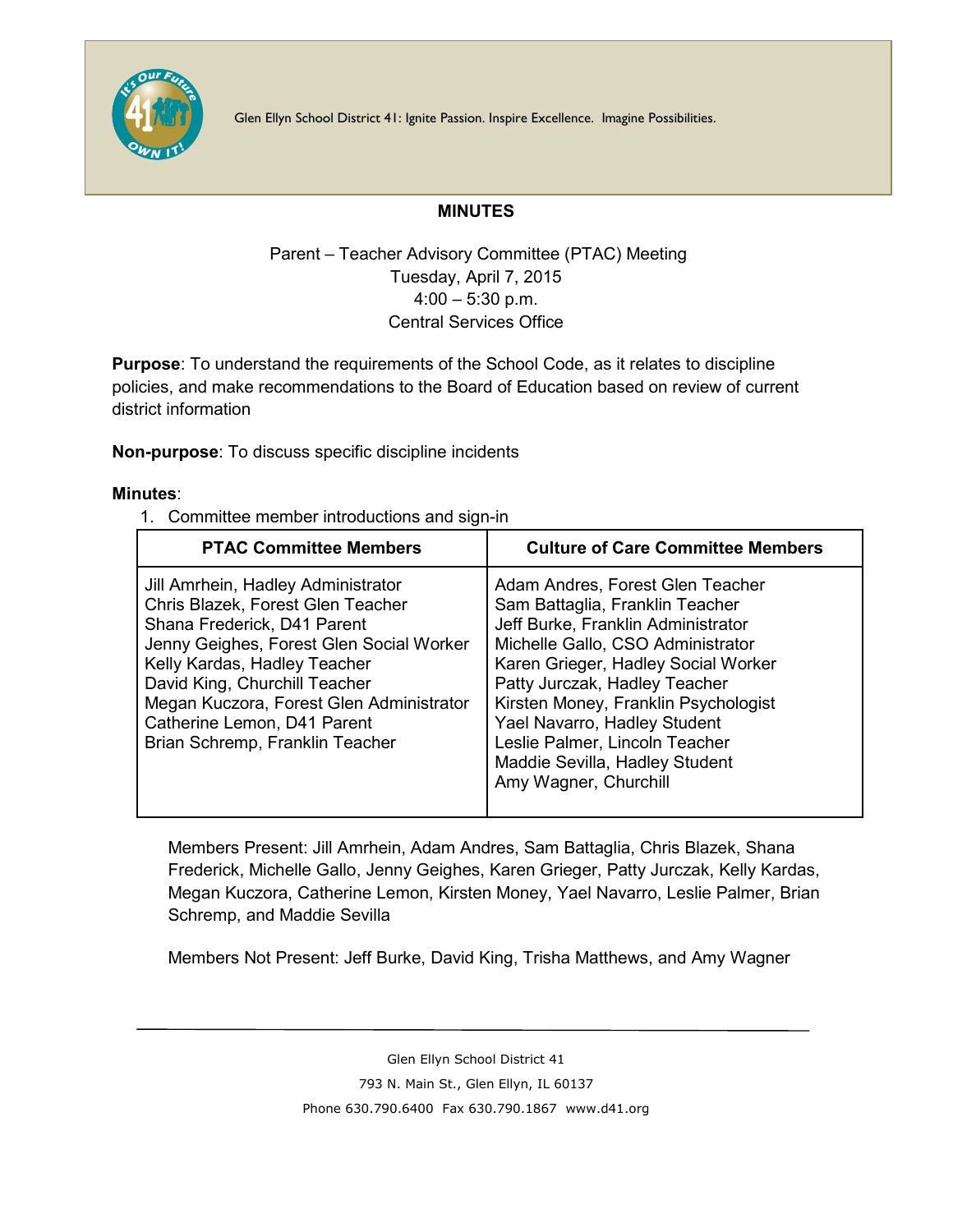Glen Ellyn School District 41: Ignite Passion. Inspire Excellence. Imagine Possibilities.

## MINUTES

Parent – Teacher Advisory Committee (PTAC) Meeting
Tuesday, April 7, 2015
4:00 – 5:30 p.m.
Central Services Office

**Purpose**: To understand the requirements of the School Code, as it relates to discipline policies, and make recommendations to the Board of Education based on review of current district information

**Non-purpose**: To discuss specific discipline incidents

**Minutes**:

1. Committee member introductions and sign-in

| PTAC Committee Members | Culture of Care Committee Members |
|---|---|
| Jill Amrhein, Hadley Administrator<br>Chris Blazek, Forest Glen Teacher<br>Shana Frederick, D41 Parent<br>Jenny Geighes, Forest Glen Social Worker<br>Kelly Kardas, Hadley Teacher<br>David King, Churchill Teacher<br>Megan Kuczora, Forest Glen Administrator<br>Catherine Lemon, D41 Parent<br>Brian Schremp, Franklin Teacher | Adam Andres, Forest Glen Teacher<br>Sam Battaglia, Franklin Teacher<br>Jeff Burke, Franklin Administrator<br>Michelle Gallo, CSO Administrator<br>Karen Grieger, Hadley Social Worker<br>Patty Jurczak, Hadley Teacher<br>Kirsten Money, Franklin Psychologist<br>Yael Navarro, Hadley Student<br>Leslie Palmer, Lincoln Teacher<br>Maddie Sevilla, Hadley Student<br>Amy Wagner, Churchill |

Members Present: Jill Amrhein, Adam Andres, Sam Battaglia, Chris Blazek, Shana Frederick, Michelle Gallo, Jenny Geighes, Karen Grieger, Patty Jurczak, Kelly Kardas, Megan Kuczora, Catherine Lemon, Kirsten Money, Yael Navarro, Leslie Palmer, Brian Schremp, and Maddie Sevilla

Members Not Present: Jeff Burke, David King, Trisha Matthews, and Amy Wagner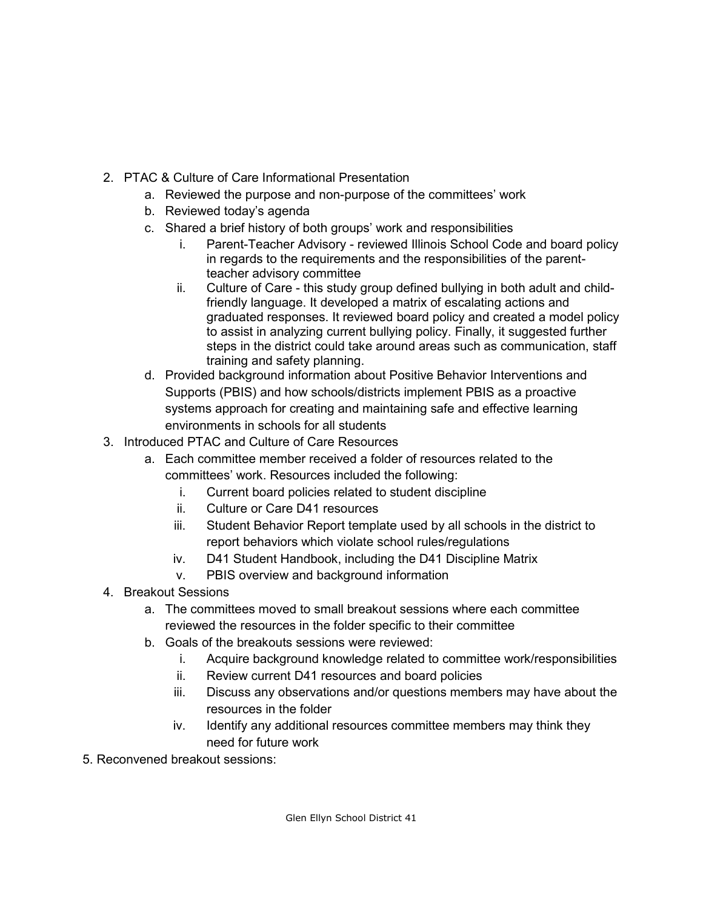2. PTAC & Culture of Care Informational Presentation
    a. Reviewed the purpose and non-purpose of the committees' work
    b. Reviewed today's agenda
    c. Shared a brief history of both groups' work and responsibilities
        i. Parent-Teacher Advisory - reviewed Illinois School Code and board policy in regards to the requirements and the responsibilities of the parent-teacher advisory committee
        ii. Culture of Care - this study group defined bullying in both adult and child-friendly language. It developed a matrix of escalating actions and graduated responses. It reviewed board policy and created a model policy to assist in analyzing current bullying policy. Finally, it suggested further steps in the district could take around areas such as communication, staff training and safety planning.
    d. Provided background information about Positive Behavior Interventions and Supports (PBIS) and how schools/districts implement PBIS as a proactive systems approach for creating and maintaining safe and effective learning environments in schools for all students
3. Introduced PTAC and Culture of Care Resources
    a. Each committee member received a folder of resources related to the committees' work. Resources included the following:
        i. Current board policies related to student discipline
        ii. Culture or Care D41 resources
        iii. Student Behavior Report template used by all schools in the district to report behaviors which violate school rules/regulations
        iv. D41 Student Handbook, including the D41 Discipline Matrix
        v. PBIS overview and background information
4. Breakout Sessions
    a. The committees moved to small breakout sessions where each committee reviewed the resources in the folder specific to their committee
    b. Goals of the breakouts sessions were reviewed:
        i. Acquire background knowledge related to committee work/responsibilities
        ii. Review current D41 resources and board policies
        iii. Discuss any observations and/or questions members may have about the resources in the folder
        iv. Identify any additional resources committee members may think they need for future work
5. Reconvened breakout sessions: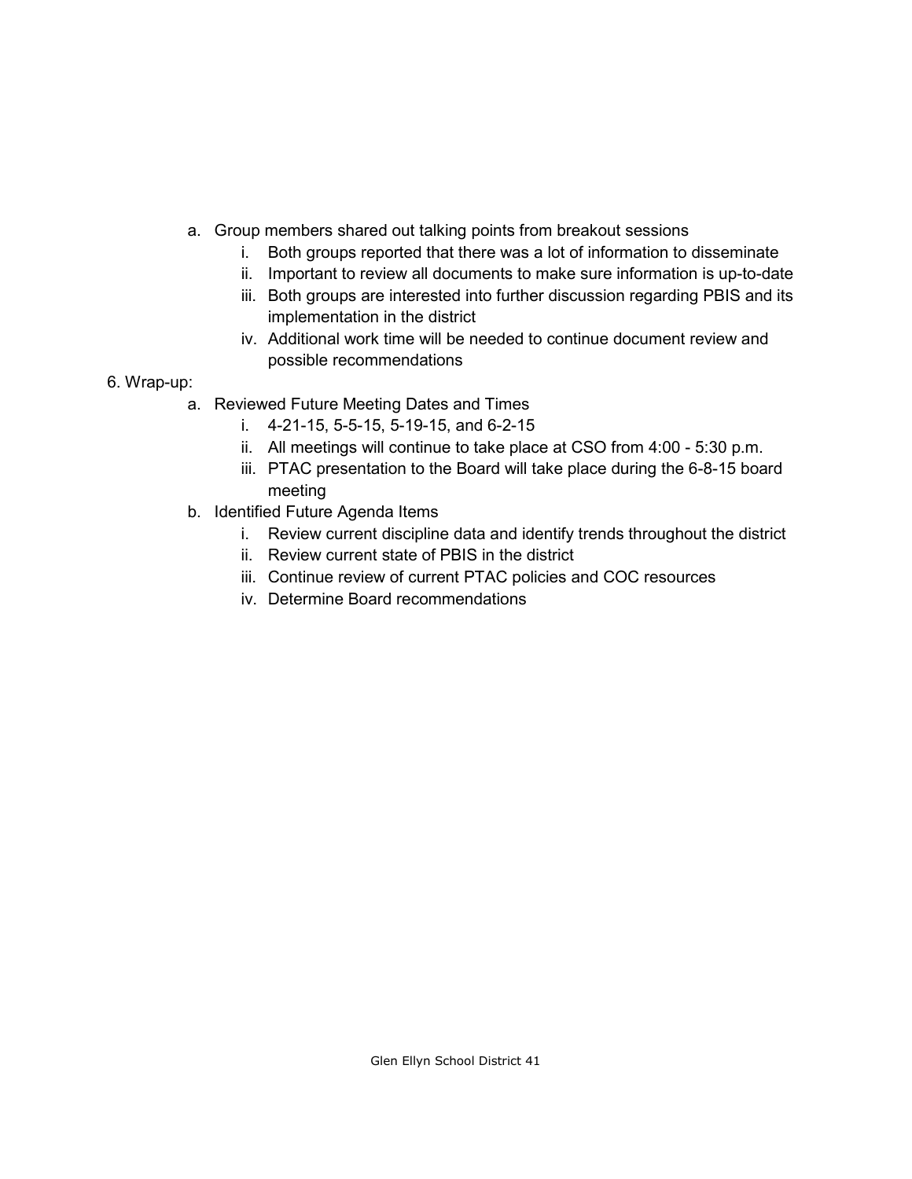a. Group members shared out talking points from breakout sessions
    i. Both groups reported that there was a lot of information to disseminate
    ii. Important to review all documents to make sure information is up-to-date
    iii. Both groups are interested into further discussion regarding PBIS and its implementation in the district
    iv. Additional work time will be needed to continue document review and possible recommendations

6. Wrap-up:
    a. Reviewed Future Meeting Dates and Times
        i. 4-21-15, 5-5-15, 5-19-15, and 6-2-15
        ii. All meetings will continue to take place at CSO from 4:00 - 5:30 p.m.
        iii. PTAC presentation to the Board will take place during the 6-8-15 board meeting
    b. Identified Future Agenda Items
        i. Review current discipline data and identify trends throughout the district
        ii. Review current state of PBIS in the district
        iii. Continue review of current PTAC policies and COC resources
        iv. Determine Board recommendations